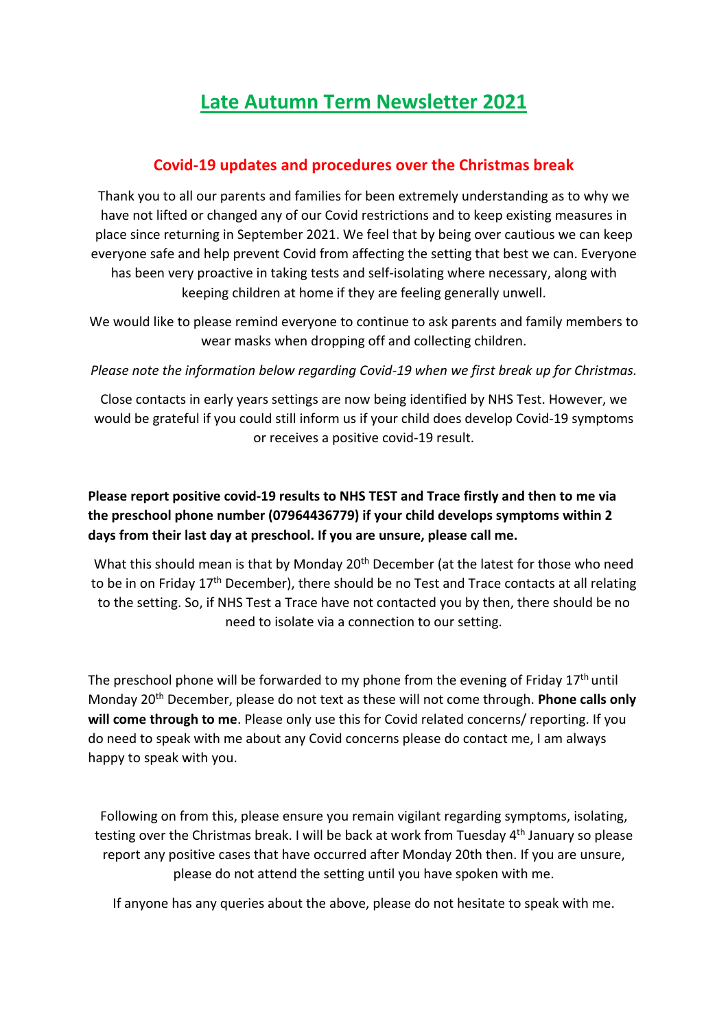# Late Autumn Term Newsletter 2021

## Covid-19 updates and procedures over the Christmas break

Thank you to all our parents and families for been extremely understanding as to why we have not lifted or changed any of our Covid restrictions and to keep existing measures in place since returning in September 2021. We feel that by being over cautious we can keep everyone safe and help prevent Covid from affecting the setting that best we can. Everyone has been very proactive in taking tests and self-isolating where necessary, along with keeping children at home if they are feeling generally unwell.

We would like to please remind everyone to continue to ask parents and family members to wear masks when dropping off and collecting children.

*Please note the information below regarding Covid-19 when we first break up for Christmas.*

Close contacts in early years settings are now being identified by NHS Test. However, we would be grateful if you could still inform us if your child does develop Covid-19 symptoms or receives a positive covid-19 result.

**Please report positive covid-19 results to NHS TEST and Trace firstly and then to me via the preschool phone number (07964436779) if your child develops symptoms within 2 days from their last day at preschool. If you are unsure, please call me.**

What this should mean is that by Monday 20th December (at the latest for those who need to be in on Friday 17th December), there should be no Test and Trace contacts at all relating to the setting. So, if NHS Test a Trace have not contacted you by then, there should be no need to isolate via a connection to our setting.

The preschool phone will be forwarded to my phone from the evening of Friday 17th until Monday 20th December, please do not text as these will not come through. **Phone calls only will come through to me**. Please only use this for Covid related concerns/ reporting. If you do need to speak with me about any Covid concerns please do contact me, I am always happy to speak with you.

Following on from this, please ensure you remain vigilant regarding symptoms, isolating, testing over the Christmas break. I will be back at work from Tuesday 4th January so please report any positive cases that have occurred after Monday 20th then. If you are unsure, please do not attend the setting until you have spoken with me.

If anyone has any queries about the above, please do not hesitate to speak with me.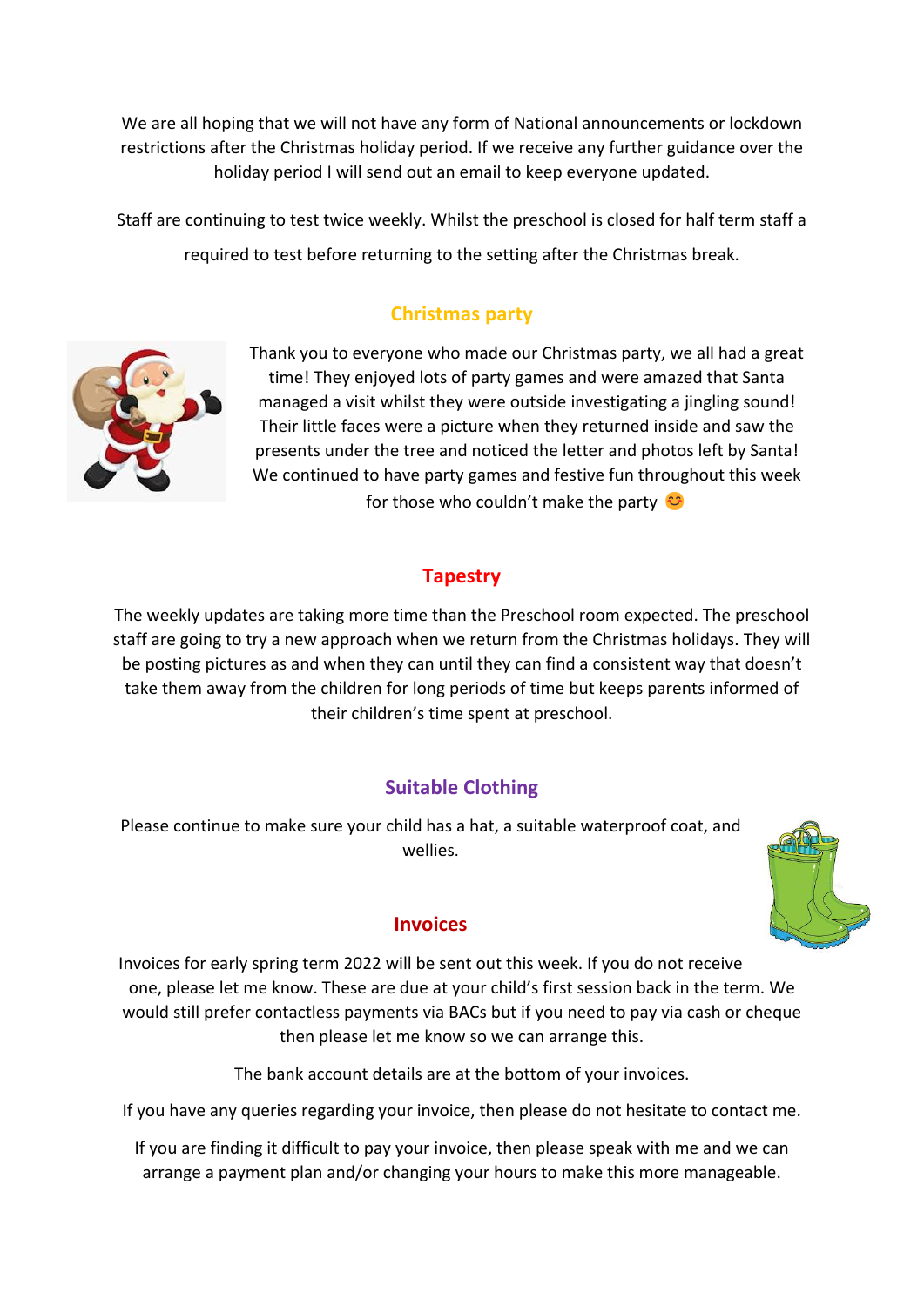We are all hoping that we will not have any form of National announcements or lockdown restrictions after the Christmas holiday period. If we receive any further guidance over the holiday period I will send out an email to keep everyone updated.

Staff are continuing to test twice weekly. Whilst the preschool is closed for half term staff a required to test before returning to the setting after the Christmas break.

## Christmas party

Thank you to everyone who made our Christmas party, we all had a great time! They enjoyed lots of party games and were amazed that Santa managed a visit whilst they were outside investigating a jingling sound! Their little faces were a picture when they returned inside and saw the presents under the tree and noticed the letter and photos left by Santa! We continued to have party games and festive fun throughout this week for those who couldn't make the party 😊

## Tapestry

The weekly updates are taking more time than the Preschool room expected. The preschool staff are going to try a new approach when we return from the Christmas holidays. They will be posting pictures as and when they can until they can find a consistent way that doesn't take them away from the children for long periods of time but keeps parents informed of their children's time spent at preschool.

## Suitable Clothing

Please continue to make sure your child has a hat, a suitable waterproof coat, and wellies.

## Invoices

Invoices for early spring term 2022 will be sent out this week. If you do not receive one, please let me know. These are due at your child's first session back in the term. We would still prefer contactless payments via BACs but if you need to pay via cash or cheque then please let me know so we can arrange this.

The bank account details are at the bottom of your invoices.

If you have any queries regarding your invoice, then please do not hesitate to contact me.

If you are finding it difficult to pay your invoice, then please speak with me and we can arrange a payment plan and/or changing your hours to make this more manageable.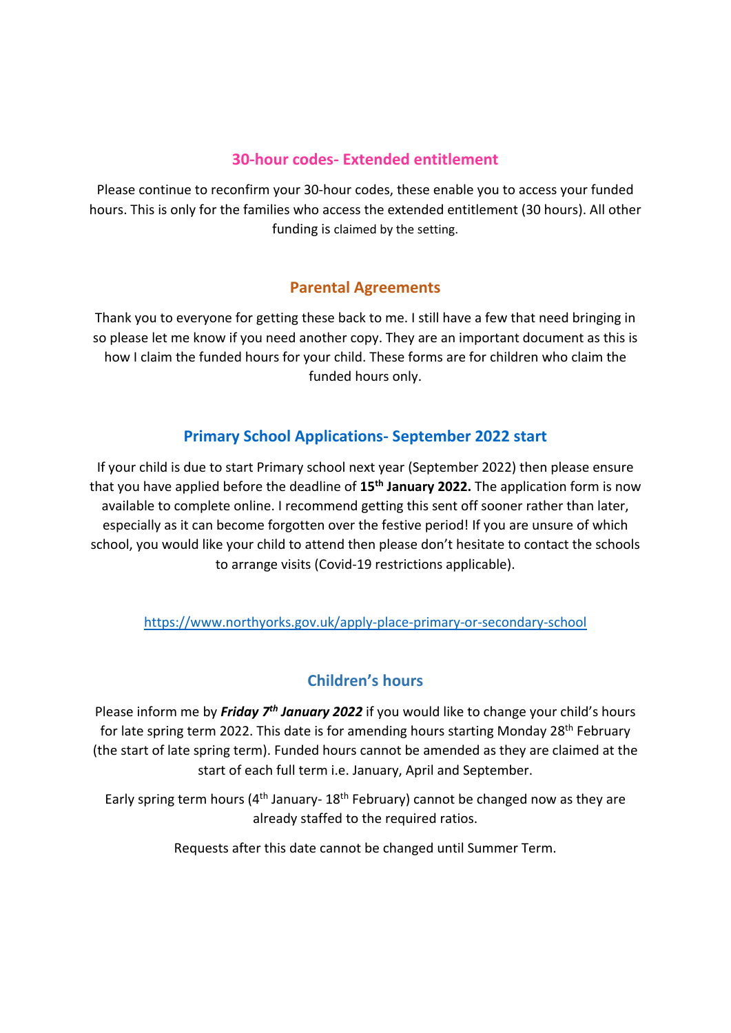## 30-hour codes- Extended entitlement

Please continue to reconfirm your 30-hour codes, these enable you to access your funded hours. This is only for the families who access the extended entitlement (30 hours). All other funding is claimed by the setting.

## Parental Agreements

Thank you to everyone for getting these back to me. I still have a few that need bringing in so please let me know if you need another copy. They are an important document as this is how I claim the funded hours for your child. These forms are for children who claim the funded hours only.

## Primary School Applications- September 2022 start

If your child is due to start Primary school next year (September 2022) then please ensure that you have applied before the deadline of **15th January 2022.** The application form is now available to complete online. I recommend getting this sent off sooner rather than later, especially as it can become forgotten over the festive period! If you are unsure of which school, you would like your child to attend then please don't hesitate to contact the schools to arrange visits (Covid-19 restrictions applicable).

https://www.northyorks.gov.uk/apply-place-primary-or-secondary-school

## Children's hours

Please inform me by ***Friday 7th January 2022*** if you would like to change your child's hours for late spring term 2022. This date is for amending hours starting Monday 28th February (the start of late spring term). Funded hours cannot be amended as they are claimed at the start of each full term i.e. January, April and September.

Early spring term hours (4th January- 18th February) cannot be changed now as they are already staffed to the required ratios.

Requests after this date cannot be changed until Summer Term.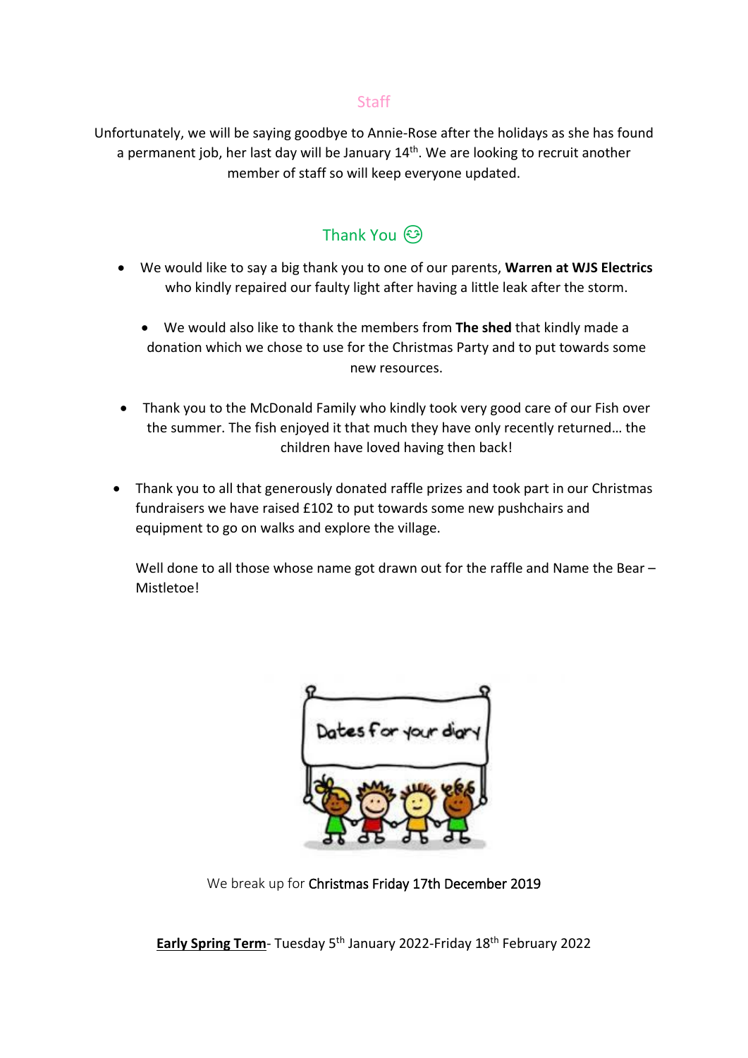## Staff

Unfortunately, we will be saying goodbye to Annie-Rose after the holidays as she has found a permanent job, her last day will be January 14th. We are looking to recruit another member of staff so will keep everyone updated.

## Thank You 😌

- We would like to say a big thank you to one of our parents, **Warren at WJS Electrics** who kindly repaired our faulty light after having a little leak after the storm.

- We would also like to thank the members from **The shed** that kindly made a donation which we chose to use for the Christmas Party and to put towards some new resources.

- Thank you to the McDonald Family who kindly took very good care of our Fish over the summer. The fish enjoyed it that much they have only recently returned… the children have loved having then back!

- Thank you to all that generously donated raffle prizes and took part in our Christmas fundraisers we have raised £102 to put towards some new pushchairs and equipment to go on walks and explore the village.

  Well done to all those whose name got drawn out for the raffle and Name the Bear – Mistletoe!

Dates for your diary

We break up for Christmas Friday 17th December 2019

**Early Spring Term**- Tuesday 5th January 2022-Friday 18th February 2022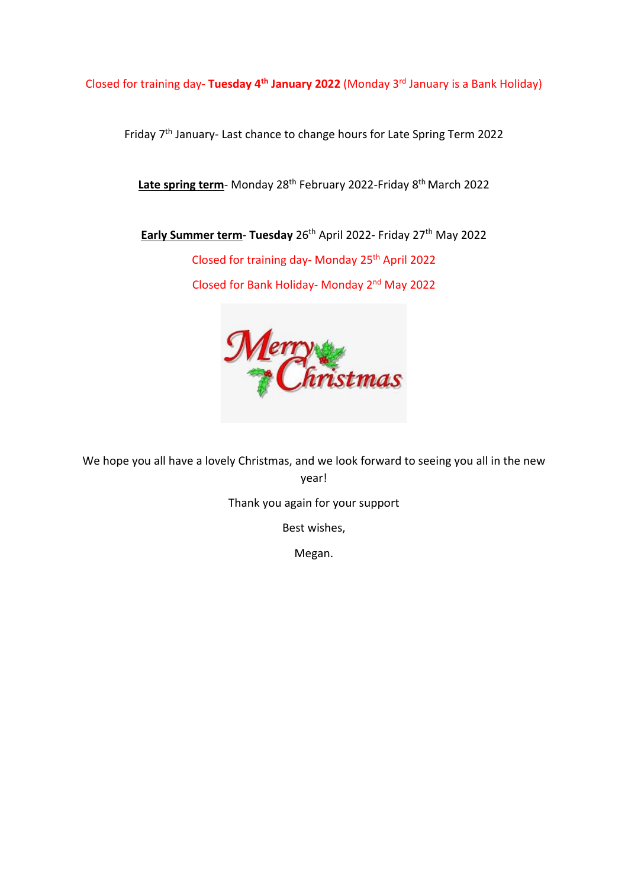Closed for training day- **Tuesday 4th January 2022** (Monday 3rd January is a Bank Holiday)

Friday 7th January- Last chance to change hours for Late Spring Term 2022

**Late spring term**- Monday 28th February 2022-Friday 8th March 2022

**Early Summer term**- **Tuesday** 26th April 2022- Friday 27th May 2022

Closed for training day- Monday 25th April 2022

Closed for Bank Holiday- Monday 2nd May 2022

We hope you all have a lovely Christmas, and we look forward to seeing you all in the new year!

Thank you again for your support

Best wishes,

Megan.